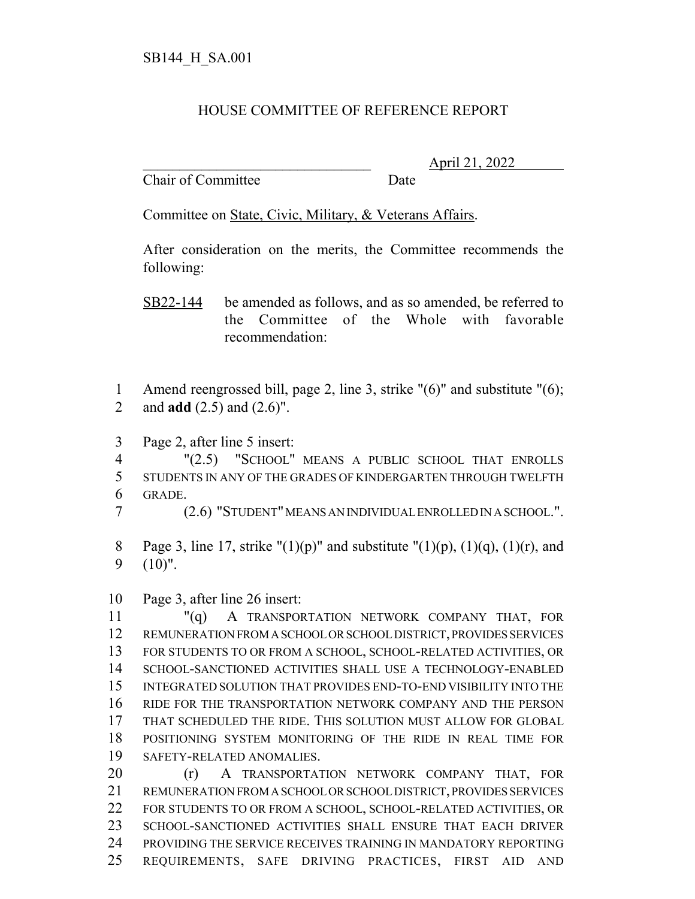SB144_H_SA.001

# HOUSE COMMITTEE OF REFERENCE REPORT

________________________________ April 21, 2022
Chair of Committee Date

Committee on State, Civic, Military, & Veterans Affairs.

After consideration on the merits, the Committee recommends the following:

SB22-144 be amended as follows, and as so amended, be referred to the Committee of the Whole with favorable recommendation:

1 Amend reengrossed bill, page 2, line 3, strike "(6)" and substitute "(6);
2 and **add** (2.5) and (2.6)".

3 Page 2, after line 5 insert:
4 "(2.5) "SCHOOL" MEANS A PUBLIC SCHOOL THAT ENROLLS
5 STUDENTS IN ANY OF THE GRADES OF KINDERGARTEN THROUGH TWELFTH
6 GRADE.
7 (2.6) "STUDENT" MEANS AN INDIVIDUAL ENROLLED IN A SCHOOL.".

8 Page 3, line 17, strike "(1)(p)" and substitute "(1)(p), (1)(q), (1)(r), and
9 (10)".

10 Page 3, after line 26 insert:
11 "(q) A TRANSPORTATION NETWORK COMPANY THAT, FOR
12 REMUNERATION FROM A SCHOOL OR SCHOOL DISTRICT, PROVIDES SERVICES
13 FOR STUDENTS TO OR FROM A SCHOOL, SCHOOL-RELATED ACTIVITIES, OR
14 SCHOOL-SANCTIONED ACTIVITIES SHALL USE A TECHNOLOGY-ENABLED
15 INTEGRATED SOLUTION THAT PROVIDES END-TO-END VISIBILITY INTO THE
16 RIDE FOR THE TRANSPORTATION NETWORK COMPANY AND THE PERSON
17 THAT SCHEDULED THE RIDE. THIS SOLUTION MUST ALLOW FOR GLOBAL
18 POSITIONING SYSTEM MONITORING OF THE RIDE IN REAL TIME FOR
19 SAFETY-RELATED ANOMALIES.
20 (r) A TRANSPORTATION NETWORK COMPANY THAT, FOR
21 REMUNERATION FROM A SCHOOL OR SCHOOL DISTRICT, PROVIDES SERVICES
22 FOR STUDENTS TO OR FROM A SCHOOL, SCHOOL-RELATED ACTIVITIES, OR
23 SCHOOL-SANCTIONED ACTIVITIES SHALL ENSURE THAT EACH DRIVER
24 PROVIDING THE SERVICE RECEIVES TRAINING IN MANDATORY REPORTING
25 REQUIREMENTS, SAFE DRIVING PRACTICES, FIRST AID AND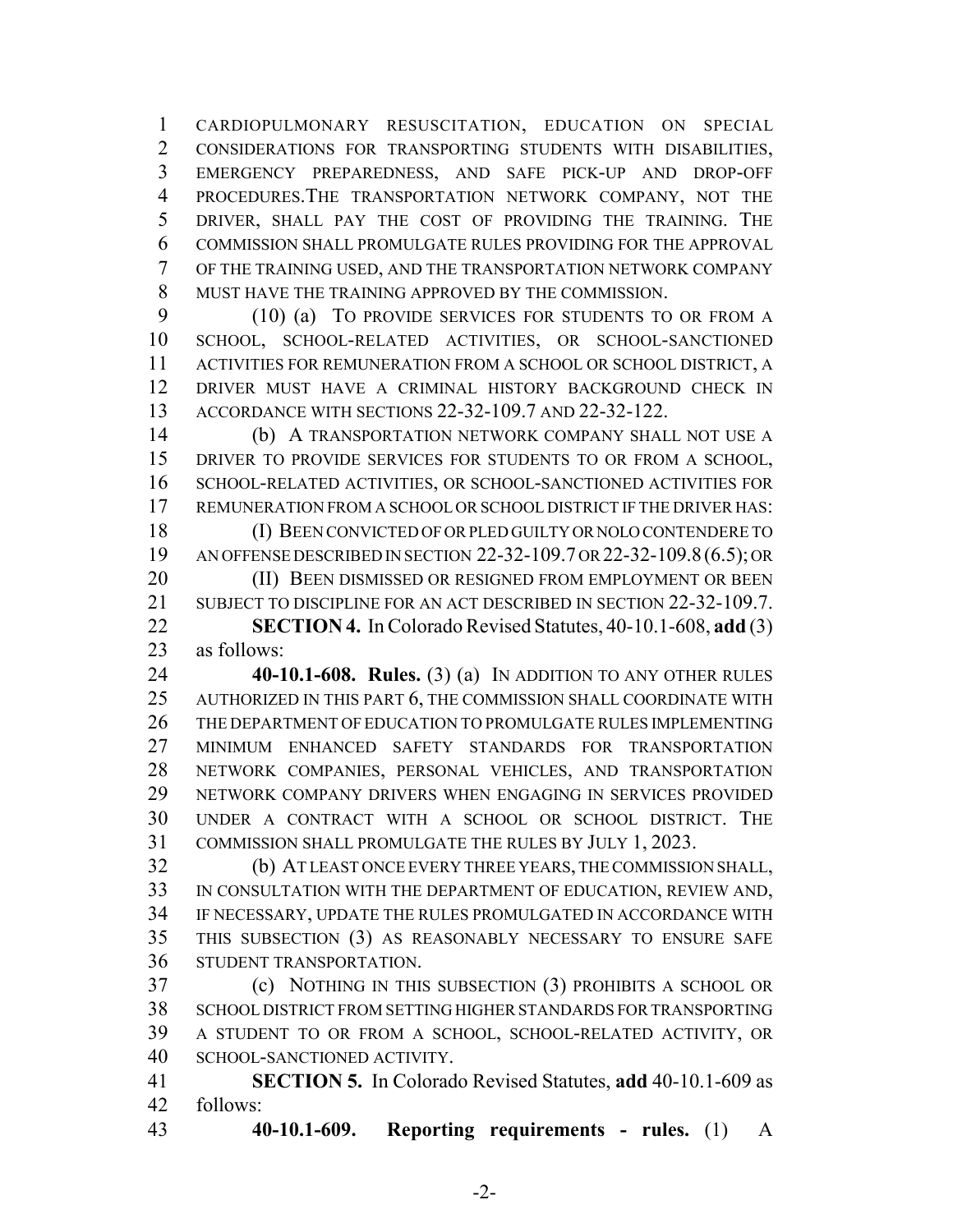CARDIOPULMONARY RESUSCITATION, EDUCATION ON SPECIAL CONSIDERATIONS FOR TRANSPORTING STUDENTS WITH DISABILITIES, EMERGENCY PREPAREDNESS, AND SAFE PICK-UP AND DROP-OFF PROCEDURES.THE TRANSPORTATION NETWORK COMPANY, NOT THE DRIVER, SHALL PAY THE COST OF PROVIDING THE TRAINING. THE COMMISSION SHALL PROMULGATE RULES PROVIDING FOR THE APPROVAL OF THE TRAINING USED, AND THE TRANSPORTATION NETWORK COMPANY MUST HAVE THE TRAINING APPROVED BY THE COMMISSION.

(10) (a) TO PROVIDE SERVICES FOR STUDENTS TO OR FROM A SCHOOL, SCHOOL-RELATED ACTIVITIES, OR SCHOOL-SANCTIONED ACTIVITIES FOR REMUNERATION FROM A SCHOOL OR SCHOOL DISTRICT, A DRIVER MUST HAVE A CRIMINAL HISTORY BACKGROUND CHECK IN ACCORDANCE WITH SECTIONS 22-32-109.7 AND 22-32-122.

(b) A TRANSPORTATION NETWORK COMPANY SHALL NOT USE A DRIVER TO PROVIDE SERVICES FOR STUDENTS TO OR FROM A SCHOOL, SCHOOL-RELATED ACTIVITIES, OR SCHOOL-SANCTIONED ACTIVITIES FOR REMUNERATION FROM A SCHOOL OR SCHOOL DISTRICT IF THE DRIVER HAS:

(I) BEEN CONVICTED OF OR PLED GUILTY OR NOLO CONTENDERE TO AN OFFENSE DESCRIBED IN SECTION 22-32-109.7 OR 22-32-109.8 (6.5); OR

(II) BEEN DISMISSED OR RESIGNED FROM EMPLOYMENT OR BEEN SUBJECT TO DISCIPLINE FOR AN ACT DESCRIBED IN SECTION 22-32-109.7.

**SECTION 4.** In Colorado Revised Statutes, 40-10.1-608, **add** (3) as follows:

**40-10.1-608. Rules.** (3) (a) IN ADDITION TO ANY OTHER RULES AUTHORIZED IN THIS PART 6, THE COMMISSION SHALL COORDINATE WITH THE DEPARTMENT OF EDUCATION TO PROMULGATE RULES IMPLEMENTING MINIMUM ENHANCED SAFETY STANDARDS FOR TRANSPORTATION NETWORK COMPANIES, PERSONAL VEHICLES, AND TRANSPORTATION NETWORK COMPANY DRIVERS WHEN ENGAGING IN SERVICES PROVIDED UNDER A CONTRACT WITH A SCHOOL OR SCHOOL DISTRICT. THE COMMISSION SHALL PROMULGATE THE RULES BY JULY 1, 2023.

(b) AT LEAST ONCE EVERY THREE YEARS, THE COMMISSION SHALL, IN CONSULTATION WITH THE DEPARTMENT OF EDUCATION, REVIEW AND, IF NECESSARY, UPDATE THE RULES PROMULGATED IN ACCORDANCE WITH THIS SUBSECTION (3) AS REASONABLY NECESSARY TO ENSURE SAFE STUDENT TRANSPORTATION.

(c) NOTHING IN THIS SUBSECTION (3) PROHIBITS A SCHOOL OR SCHOOL DISTRICT FROM SETTING HIGHER STANDARDS FOR TRANSPORTING A STUDENT TO OR FROM A SCHOOL, SCHOOL-RELATED ACTIVITY, OR SCHOOL-SANCTIONED ACTIVITY.

**SECTION 5.** In Colorado Revised Statutes, **add** 40-10.1-609 as follows:

**40-10.1-609. Reporting requirements - rules.** (1) A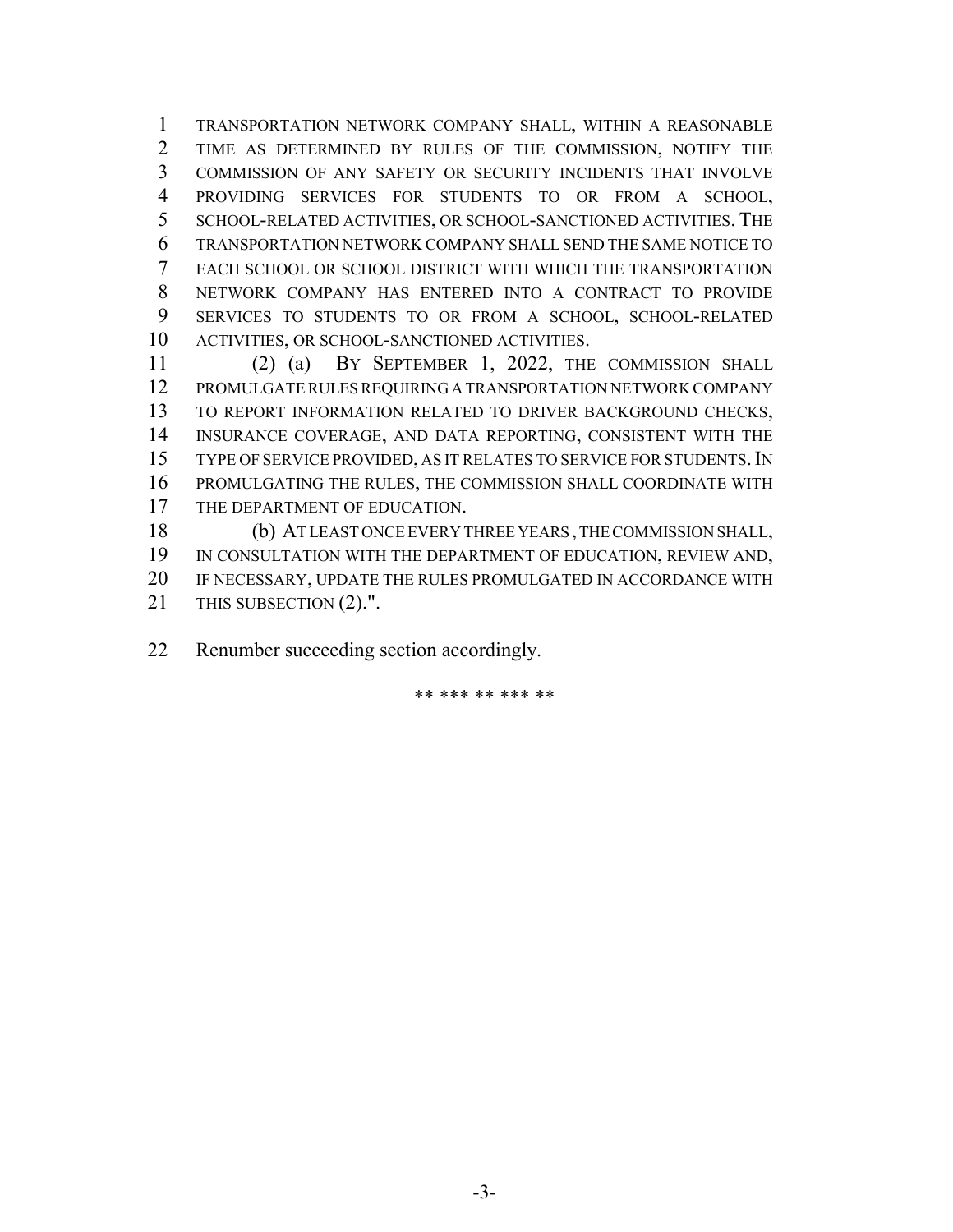TRANSPORTATION NETWORK COMPANY SHALL, WITHIN A REASONABLE TIME AS DETERMINED BY RULES OF THE COMMISSION, NOTIFY THE COMMISSION OF ANY SAFETY OR SECURITY INCIDENTS THAT INVOLVE PROVIDING SERVICES FOR STUDENTS TO OR FROM A SCHOOL, SCHOOL-RELATED ACTIVITIES, OR SCHOOL-SANCTIONED ACTIVITIES. THE TRANSPORTATION NETWORK COMPANY SHALL SEND THE SAME NOTICE TO EACH SCHOOL OR SCHOOL DISTRICT WITH WHICH THE TRANSPORTATION NETWORK COMPANY HAS ENTERED INTO A CONTRACT TO PROVIDE SERVICES TO STUDENTS TO OR FROM A SCHOOL, SCHOOL-RELATED ACTIVITIES, OR SCHOOL-SANCTIONED ACTIVITIES.

(2) (a) BY SEPTEMBER 1, 2022, THE COMMISSION SHALL PROMULGATE RULES REQUIRING A TRANSPORTATION NETWORK COMPANY TO REPORT INFORMATION RELATED TO DRIVER BACKGROUND CHECKS, INSURANCE COVERAGE, AND DATA REPORTING, CONSISTENT WITH THE TYPE OF SERVICE PROVIDED, AS IT RELATES TO SERVICE FOR STUDENTS. IN PROMULGATING THE RULES, THE COMMISSION SHALL COORDINATE WITH THE DEPARTMENT OF EDUCATION.

(b) AT LEAST ONCE EVERY THREE YEARS, THE COMMISSION SHALL, IN CONSULTATION WITH THE DEPARTMENT OF EDUCATION, REVIEW AND, IF NECESSARY, UPDATE THE RULES PROMULGATED IN ACCORDANCE WITH THIS SUBSECTION (2).".

Renumber succeeding section accordingly.

** *** ** *** **